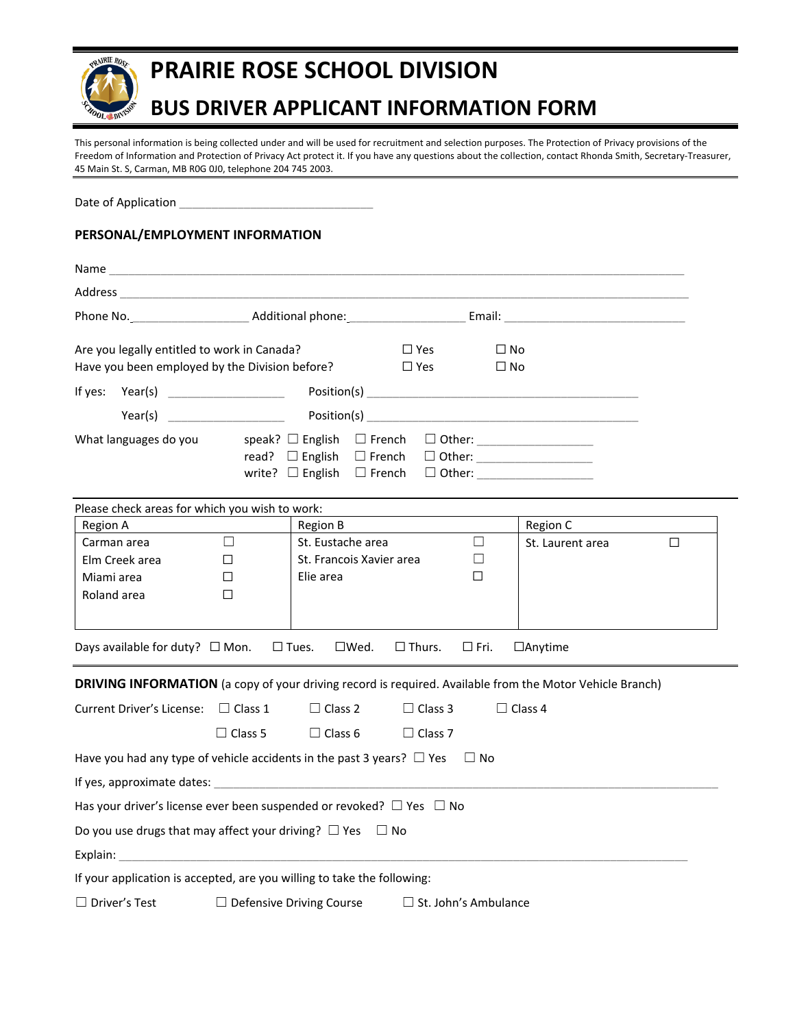# PRAIRIE ROSE SCHOOL DIVISION

# BUS DRIVER APPLICANT INFORMATION FORM

This personal information is being collected under and will be used for recruitment and selection purposes. The Protection of Privacy provisions of the Freedom of Information and Protection of Privacy Act protect it. If you have any questions about the collection, contact Rhonda Smith, Secretary-Treasurer, 45 Main St. S, Carman, MB R0G 0J0, telephone 204 745 2003.

Date of Application ______________________________

## PERSONAL/EMPLOYMENT INFORMATION

Name ________________________________________________________________________________

Address ______________________________________________________________________________

Phone No. __________________ Additional phone: __________________ Email: ____________________________

Are you legally entitled to work in Canada? ☐ Yes ☐ No

Have you been employed by the Division before? ☐ Yes ☐ No

If yes: Year(s) __________________ Position(s) __________________________________________

Year(s) __________________ Position(s) __________________________________________

What languages do you

- speak? ☐ English ☐ French ☐ Other: __________________
- read? ☐ English ☐ French ☐ Other: __________________
- write? ☐ English ☐ French ☐ Other: __________________

Please check areas for which you wish to work:

| Region A | | Region B | | Region C | |
|---|---|---|---|---|---|
| Carman area | ☐ | St. Eustache area | ☐ | St. Laurent area | ☐ |
| Elm Creek area | ☐ | St. Francois Xavier area | ☐ | | |
| Miami area | ☐ | Elie area | ☐ | | |
| Roland area | ☐ | | | | |

Days available for duty? ☐ Mon. ☐ Tues. ☐Wed. ☐ Thurs. ☐ Fri. ☐Anytime

**DRIVING INFORMATION** (a copy of your driving record is required. Available from the Motor Vehicle Branch)

Current Driver's License: ☐ Class 1 ☐ Class 2 ☐ Class 3 ☐ Class 4

☐ Class 5 ☐ Class 6 ☐ Class 7

Have you had any type of vehicle accidents in the past 3 years? ☐ Yes ☐ No

If yes, approximate dates: ______________________________________________________________

Has your driver's license ever been suspended or revoked? ☐ Yes ☐ No

Do you use drugs that may affect your driving? ☐ Yes ☐ No

Explain: ______________________________________________________________________________

If your application is accepted, are you willing to take the following:

☐ Driver's Test ☐ Defensive Driving Course ☐ St. John's Ambulance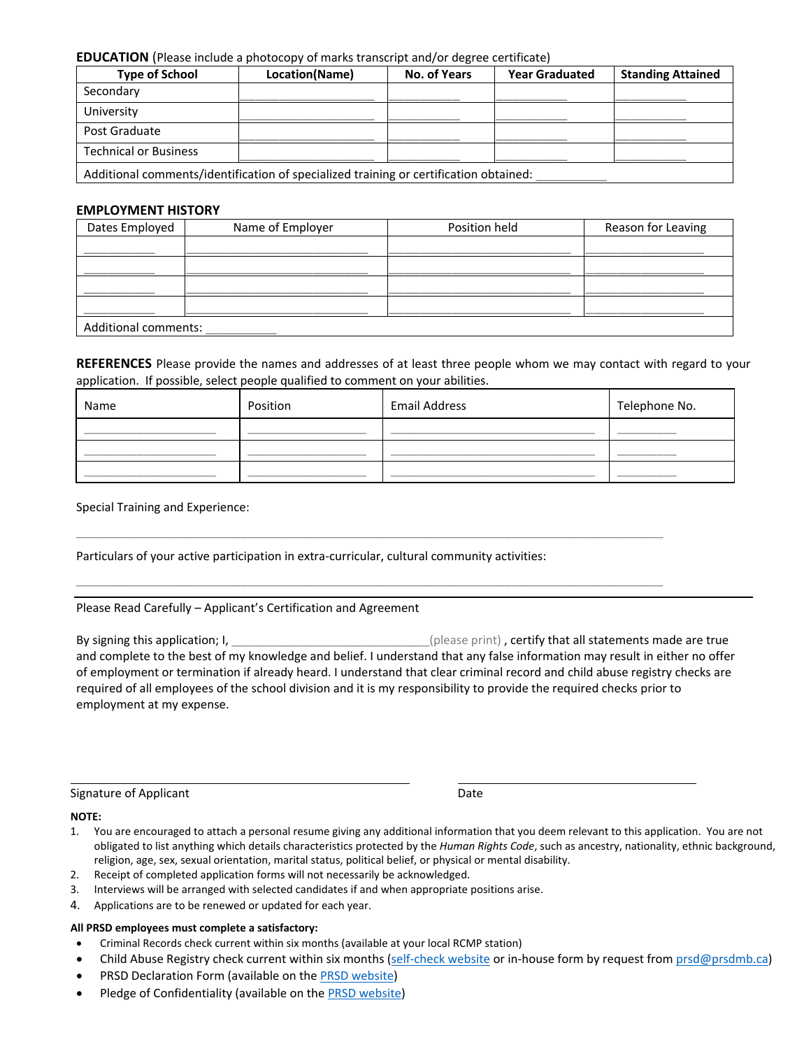**EDUCATION** (Please include a photocopy of marks transcript and/or degree certificate)

| Type of School | Location(Name) | No. of Years | Year Graduated | Standing Attained |
|---|---|---|---|---|
| Secondary | ___________________ | __________ | __________ | __________ |
| University | ___________________ | __________ | __________ | __________ |
| Post Graduate | ___________________ | __________ | __________ | __________ |
| Technical or Business | ___________________ | __________ | __________ | __________ |
| Additional comments/identification of specialized training or certification obtained: __________ | | | | |

**EMPLOYMENT HISTORY**

| Dates Employed | Name of Employer | Position held | Reason for Leaving |
|---|---|---|---|
| __________ | ________________________ | ________________________ | __________________ |
| __________ | ________________________ | ________________________ | __________________ |
| __________ | ________________________ | ________________________ | __________________ |
| __________ | ________________________ | ________________________ | __________________ |
| Additional comments: __________ | | | |

**REFERENCES** Please provide the names and addresses of at least three people whom we may contact with regard to your application. If possible, select people qualified to comment on your abilities.

| Name | Position | Email Address | Telephone No. |
|---|---|---|---|
| __________________ | ________________ | ______________________________ | ________ |
| __________________ | ________________ | ______________________________ | ________ |
| __________________ | ________________ | ______________________________ | ________ |

Special Training and Experience:

_______________________________________________________________________________

Particulars of your active participation in extra-curricular, cultural community activities:

_______________________________________________________________________________

Please Read Carefully – Applicant's Certification and Agreement

By signing this application; I, ____________________________(please print) , certify that all statements made are true and complete to the best of my knowledge and belief. I understand that any false information may result in either no offer of employment or termination if already heard. I understand that clear criminal record and child abuse registry checks are required of all employees of the school division and it is my responsibility to provide the required checks prior to employment at my expense.

Signature of Applicant ____________________________ Date ____________________

**NOTE:**

1. You are encouraged to attach a personal resume giving any additional information that you deem relevant to this application. You are not obligated to list anything which details characteristics protected by the *Human Rights Code*, such as ancestry, nationality, ethnic background, religion, age, sex, sexual orientation, marital status, political belief, or physical or mental disability.
2. Receipt of completed application forms will not necessarily be acknowledged.
3. Interviews will be arranged with selected candidates if and when appropriate positions arise.
4. Applications are to be renewed or updated for each year.

**All PRSD employees must complete a satisfactory:**

- Criminal Records check current within six months (available at your local RCMP station)
- Child Abuse Registry check current within six months (self-check website or in-house form by request from prsd@prsdmb.ca)
- PRSD Declaration Form (available on the PRSD website)
- Pledge of Confidentiality (available on the PRSD website)